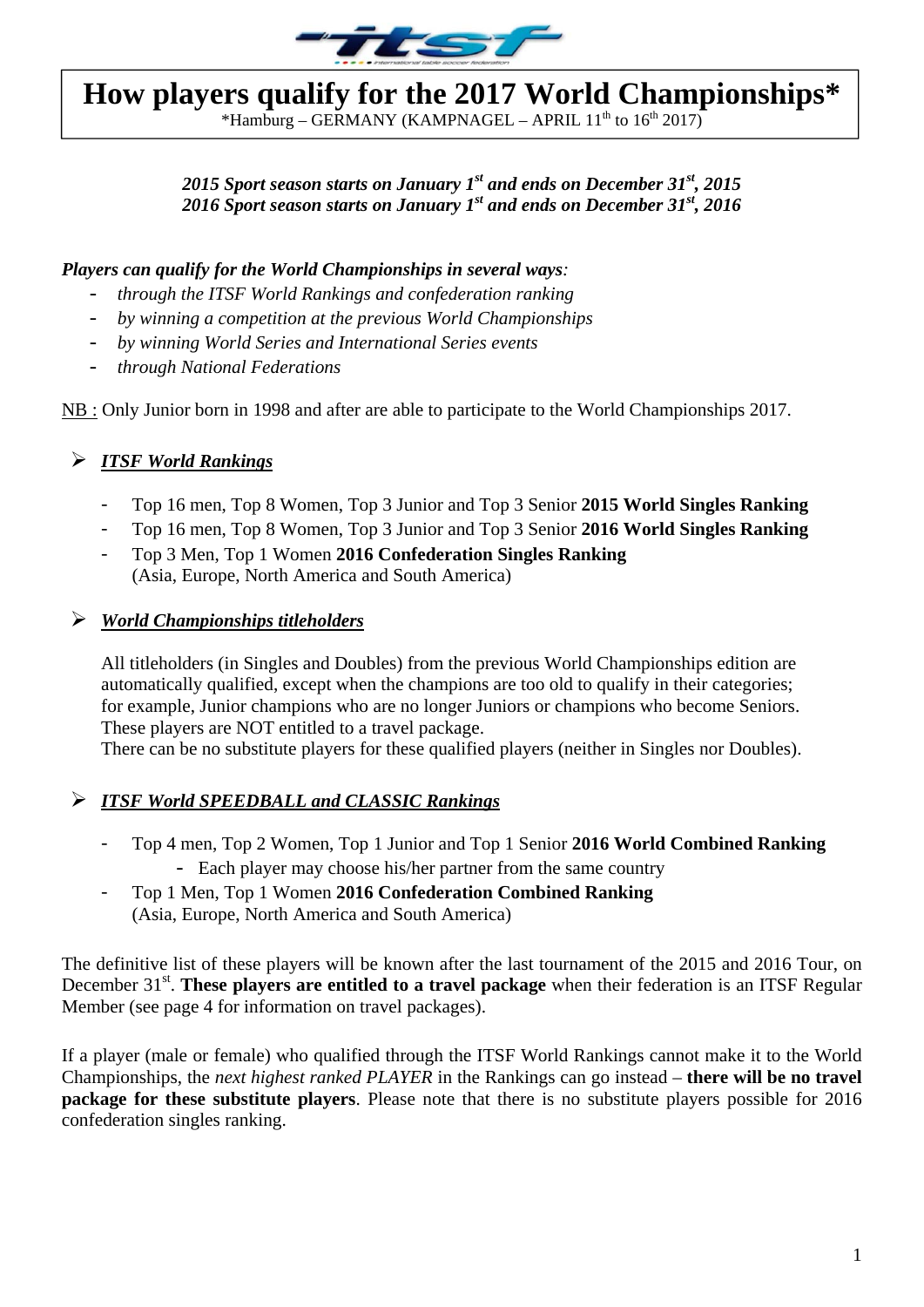# How players qualify for the 2017 World Championships*

*Hamburg – GERMANY (KAMPNAGEL – APRIL 11th to 16th 2017)

***2015 Sport season starts on January 1st and ends on December 31st, 2015***
***2016 Sport season starts on January 1st and ends on December 31st, 2016***

***Players can qualify for the World Championships in several ways:***

- *through the ITSF World Rankings and confederation ranking*
- *by winning a competition at the previous World Championships*
- *by winning World Series and International Series events*
- *through National Federations*

<u>NB :</u> Only Junior born in 1998 and after are able to participate to the World Championships 2017.

## ***ITSF World Rankings***

- Top 16 men, Top 8 Women, Top 3 Junior and Top 3 Senior **2015 World Singles Ranking**
- Top 16 men, Top 8 Women, Top 3 Junior and Top 3 Senior **2016 World Singles Ranking**
- Top 3 Men, Top 1 Women **2016 Confederation Singles Ranking** (Asia, Europe, North America and South America)

## ***World Championships titleholders***

All titleholders (in Singles and Doubles) from the previous World Championships edition are automatically qualified, except when the champions are too old to qualify in their categories; for example, Junior champions who are no longer Juniors or champions who become Seniors. These players are NOT entitled to a travel package.
There can be no substitute players for these qualified players (neither in Singles nor Doubles).

## ***ITSF World SPEEDBALL and CLASSIC Rankings***

- Top 4 men, Top 2 Women, Top 1 Junior and Top 1 Senior **2016 World Combined Ranking**
  - Each player may choose his/her partner from the same country
- Top 1 Men, Top 1 Women **2016 Confederation Combined Ranking** (Asia, Europe, North America and South America)

The definitive list of these players will be known after the last tournament of the 2015 and 2016 Tour, on December 31st. **These players are entitled to a travel package** when their federation is an ITSF Regular Member (see page 4 for information on travel packages).

If a player (male or female) who qualified through the ITSF World Rankings cannot make it to the World Championships, the *next highest ranked PLAYER* in the Rankings can go instead – **there will be no travel package for these substitute players**. Please note that there is no substitute players possible for 2016 confederation singles ranking.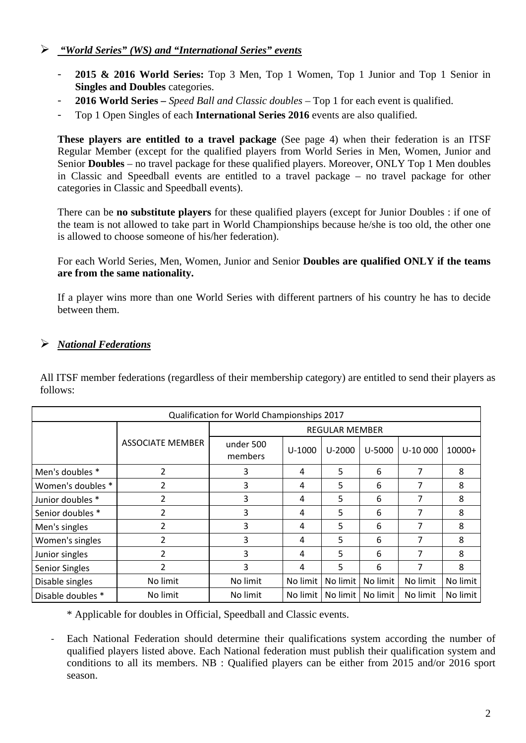- ***"World Series" (WS) and "International Series" events***

  - **2015 & 2016 World Series:** Top 3 Men, Top 1 Women, Top 1 Junior and Top 1 Senior in **Singles and Doubles** categories.
  - **2016 World Series –** *Speed Ball and Classic doubles* – Top 1 for each event is qualified.
  - Top 1 Open Singles of each **International Series 2016** events are also qualified.

  **These players are entitled to a travel package** (See page 4) when their federation is an ITSF Regular Member (except for the qualified players from World Series in Men, Women, Junior and Senior **Doubles** – no travel package for these qualified players. Moreover, ONLY Top 1 Men doubles in Classic and Speedball events are entitled to a travel package – no travel package for other categories in Classic and Speedball events).

  There can be **no substitute players** for these qualified players (except for Junior Doubles : if one of the team is not allowed to take part in World Championships because he/she is too old, the other one is allowed to choose someone of his/her federation).

  For each World Series, Men, Women, Junior and Senior **Doubles are qualified ONLY if the teams are from the same nationality.**

  If a player wins more than one World Series with different partners of his country he has to decide between them.

- ***National Federations***

All ITSF member federations (regardless of their membership category) are entitled to send their players as follows:

| Qualification for World Championships 2017 | | | | | | | |
|---|---|---|---|---|---|---|---|
| | ASSOCIATE MEMBER | REGULAR MEMBER | | | | | |
| | | under 500 members | U-1000 | U-2000 | U-5000 | U-10 000 | 10000+ |
| Men's doubles * | 2 | 3 | 4 | 5 | 6 | 7 | 8 |
| Women's doubles * | 2 | 3 | 4 | 5 | 6 | 7 | 8 |
| Junior doubles * | 2 | 3 | 4 | 5 | 6 | 7 | 8 |
| Senior doubles * | 2 | 3 | 4 | 5 | 6 | 7 | 8 |
| Men's singles | 2 | 3 | 4 | 5 | 6 | 7 | 8 |
| Women's singles | 2 | 3 | 4 | 5 | 6 | 7 | 8 |
| Junior singles | 2 | 3 | 4 | 5 | 6 | 7 | 8 |
| Senior Singles | 2 | 3 | 4 | 5 | 6 | 7 | 8 |
| Disable singles | No limit | No limit | No limit | No limit | No limit | No limit | No limit |
| Disable doubles * | No limit | No limit | No limit | No limit | No limit | No limit | No limit |

\* Applicable for doubles in Official, Speedball and Classic events.

- Each National Federation should determine their qualifications system according the number of qualified players listed above. Each National federation must publish their qualification system and conditions to all its members. NB : Qualified players can be either from 2015 and/or 2016 sport season.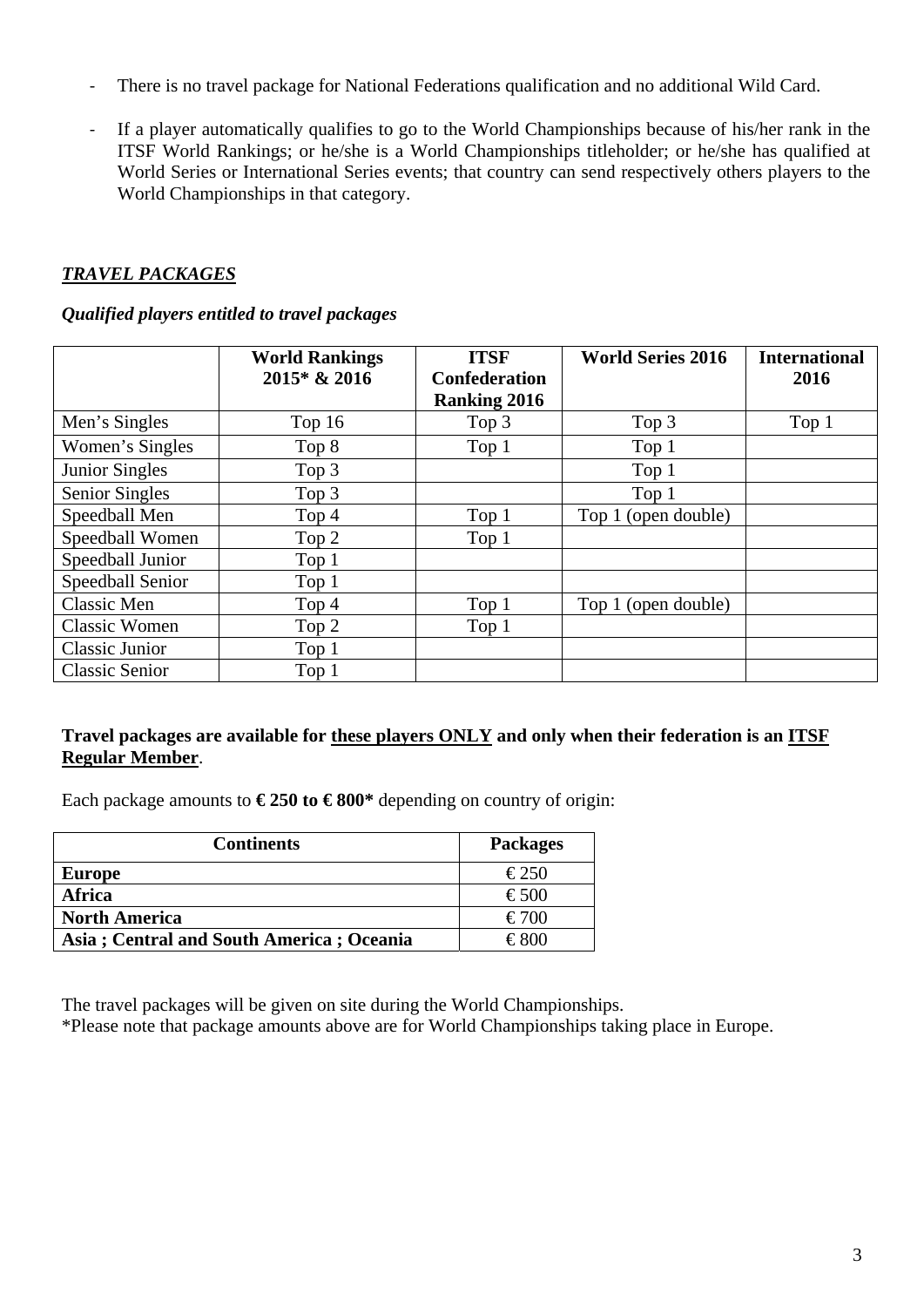- There is no travel package for National Federations qualification and no additional Wild Card.
- If a player automatically qualifies to go to the World Championships because of his/her rank in the ITSF World Rankings; or he/she is a World Championships titleholder; or he/she has qualified at World Series or International Series events; that country can send respectively others players to the World Championships in that category.

## *TRAVEL PACKAGES*

### *Qualified players entitled to travel packages*

| | World Rankings 2015* & 2016 | ITSF Confederation Ranking 2016 | World Series 2016 | International 2016 |
|---|---|---|---|---|
| Men's Singles | Top 16 | Top 3 | Top 3 | Top 1 |
| Women's Singles | Top 8 | Top 1 | Top 1 | |
| Junior Singles | Top 3 | | Top 1 | |
| Senior Singles | Top 3 | | Top 1 | |
| Speedball Men | Top 4 | Top 1 | Top 1 (open double) | |
| Speedball Women | Top 2 | Top 1 | | |
| Speedball Junior | Top 1 | | | |
| Speedball Senior | Top 1 | | | |
| Classic Men | Top 4 | Top 1 | Top 1 (open double) | |
| Classic Women | Top 2 | Top 1 | | |
| Classic Junior | Top 1 | | | |
| Classic Senior | Top 1 | | | |

**Travel packages are available for these players ONLY and only when their federation is an ITSF Regular Member**.

Each package amounts to **€ 250 to € 800*** depending on country of origin:

| Continents | Packages |
|---|---|
| **Europe** | € 250 |
| **Africa** | € 500 |
| **North America** | € 700 |
| **Asia ; Central and South America ; Oceania** | € 800 |

The travel packages will be given on site during the World Championships.
*Please note that package amounts above are for World Championships taking place in Europe.